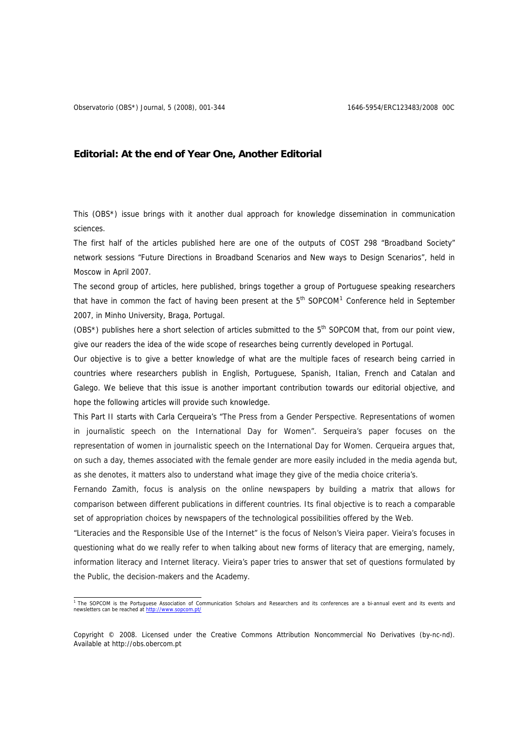# Editorial: At the end of Year One, Another Editorial

This (OBS*) issue brings with it another dual approach for knowledge dissemination in communication sciences.

The first half of the articles published here are one of the outputs of COST 298 "Broadband Society" network sessions "Future Directions in Broadband Scenarios and New ways to Design Scenarios", held in Moscow in April 2007.

The second group of articles, here published, brings together a group of Portuguese speaking researchers that have in common the fact of having been present at the 5$^{th}$ SOPCOM[1] Conference held in September 2007, in Minho University, Braga, Portugal.

(OBS*) publishes here a short selection of articles submitted to the 5$^{th}$ SOPCOM that, from our point view, give our readers the idea of the wide scope of researches being currently developed in Portugal.

Our objective is to give a better knowledge of what are the multiple faces of research being carried in countries where researchers publish in English, Portuguese, Spanish, Italian, French and Catalan and Galego. We believe that this issue is another important contribution towards our editorial objective, and hope the following articles will provide such knowledge.

This Part II starts with Carla Cerqueira's "The Press from a Gender Perspective. Representations of women in journalistic speech on the International Day for Women". Serqueira's paper focuses on the representation of women in journalistic speech on the International Day for Women. Cerqueira argues that, on such a day, themes associated with the female gender are more easily included in the media agenda but, as she denotes, it matters also to understand what image they give of the media choice criteria's.

Fernando Zamith, focus is analysis on the online newspapers by building a matrix that allows for comparison between different publications in different countries. Its final objective is to reach a comparable set of appropriation choices by newspapers of the technological possibilities offered by the Web.

"Literacies and the Responsible Use of the Internet" is the focus of Nelson's Vieira paper. Vieira's focuses in questioning what do we really refer to when talking about new forms of literacy that are emerging, namely, information literacy and Internet literacy. Vieira's paper tries to answer that set of questions formulated by the Public, the decision-makers and the Academy.

---

[1] The SOPCOM is the Portuguese Association of Communication Scholars and Researchers and its conferences are a bi-annual event and its events and newsletters can be reached at http://www.sopcom.pt/

Copyright © 2008. Licensed under the Creative Commons Attribution Noncommercial No Derivatives (by-nc-nd). Available at http://obs.obercom.pt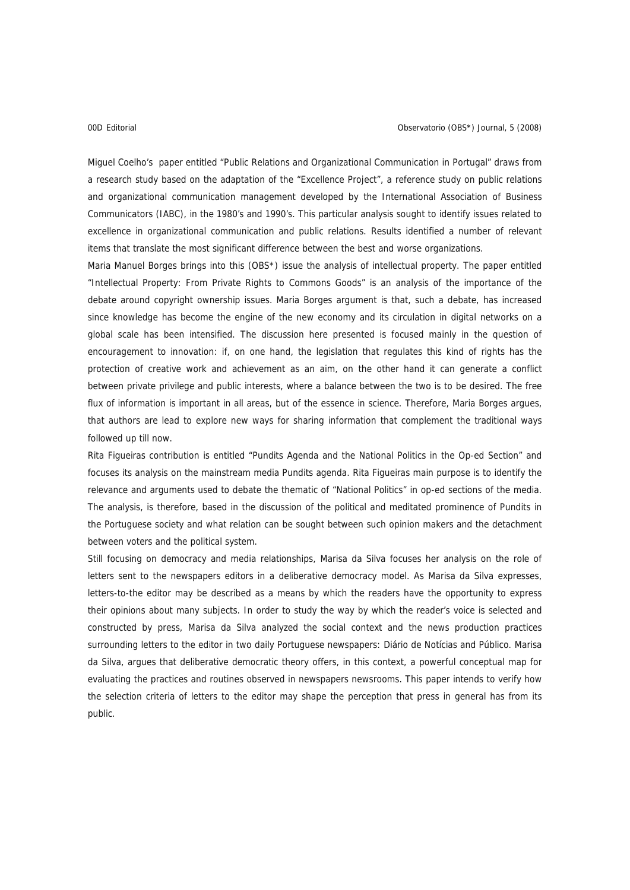Miguel Coelho's paper entitled "Public Relations and Organizational Communication in Portugal" draws from a research study based on the adaptation of the "Excellence Project", a reference study on public relations and organizational communication management developed by the International Association of Business Communicators (IABC), in the 1980's and 1990's. This particular analysis sought to identify issues related to excellence in organizational communication and public relations. Results identified a number of relevant items that translate the most significant difference between the best and worse organizations.

Maria Manuel Borges brings into this (OBS*) issue the analysis of intellectual property. The paper entitled "Intellectual Property: From Private Rights to Commons Goods" is an analysis of the importance of the debate around copyright ownership issues. Maria Borges argument is that, such a debate, has increased since knowledge has become the engine of the new economy and its circulation in digital networks on a global scale has been intensified. The discussion here presented is focused mainly in the question of encouragement to innovation: if, on one hand, the legislation that regulates this kind of rights has the protection of creative work and achievement as an aim, on the other hand it can generate a conflict between private privilege and public interests, where a balance between the two is to be desired. The free flux of information is important in all areas, but of the essence in science. Therefore, Maria Borges argues, that authors are lead to explore new ways for sharing information that complement the traditional ways followed up till now.

Rita Figueiras contribution is entitled "Pundits Agenda and the National Politics in the Op-ed Section" and focuses its analysis on the mainstream media Pundits agenda. Rita Figueiras main purpose is to identify the relevance and arguments used to debate the thematic of "National Politics" in op-ed sections of the media. The analysis, is therefore, based in the discussion of the political and meditated prominence of Pundits in the Portuguese society and what relation can be sought between such opinion makers and the detachment between voters and the political system.

Still focusing on democracy and media relationships, Marisa da Silva focuses her analysis on the role of letters sent to the newspapers editors in a deliberative democracy model. As Marisa da Silva expresses, letters-to-the editor may be described as a means by which the readers have the opportunity to express their opinions about many subjects. In order to study the way by which the reader's voice is selected and constructed by press, Marisa da Silva analyzed the social context and the news production practices surrounding letters to the editor in two daily Portuguese newspapers: Diário de Notícias and Público. Marisa da Silva, argues that deliberative democratic theory offers, in this context, a powerful conceptual map for evaluating the practices and routines observed in newspapers newsrooms. This paper intends to verify how the selection criteria of letters to the editor may shape the perception that press in general has from its public.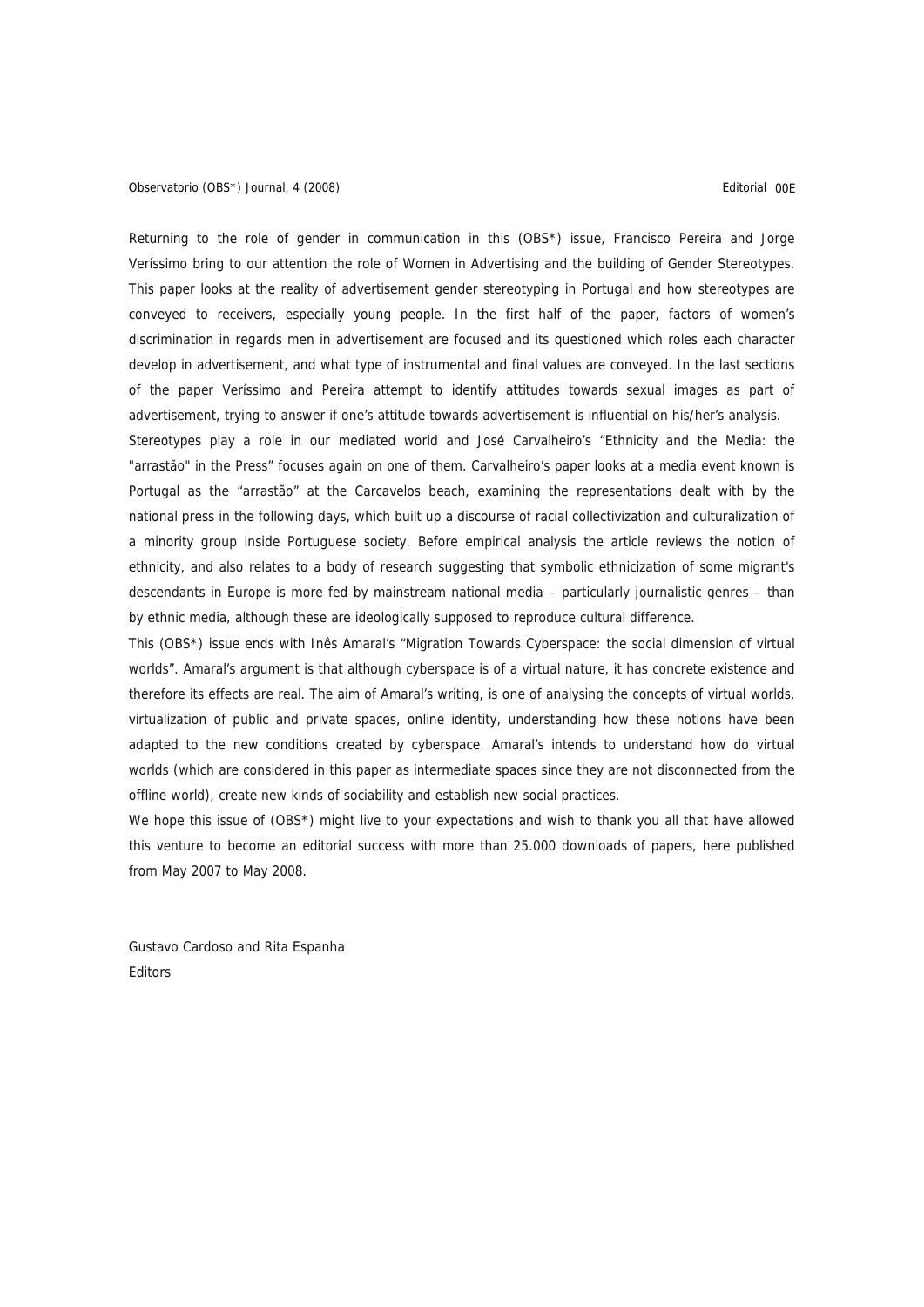Returning to the role of gender in communication in this (OBS*) issue, Francisco Pereira and Jorge Veríssimo bring to our attention the role of Women in Advertising and the building of Gender Stereotypes. This paper looks at the reality of advertisement gender stereotyping in Portugal and how stereotypes are conveyed to receivers, especially young people. In the first half of the paper, factors of women's discrimination in regards men in advertisement are focused and its questioned which roles each character develop in advertisement, and what type of instrumental and final values are conveyed. In the last sections of the paper Veríssimo and Pereira attempt to identify attitudes towards sexual images as part of advertisement, trying to answer if one's attitude towards advertisement is influential on his/her's analysis.

Stereotypes play a role in our mediated world and José Carvalheiro's "Ethnicity and the Media: the "arrastão" in the Press" focuses again on one of them. Carvalheiro's paper looks at a media event known is Portugal as the "arrastão" at the Carcavelos beach, examining the representations dealt with by the national press in the following days, which built up a discourse of racial collectivization and culturalization of a minority group inside Portuguese society. Before empirical analysis the article reviews the notion of ethnicity, and also relates to a body of research suggesting that symbolic ethnicization of some migrant's descendants in Europe is more fed by mainstream national media – particularly journalistic genres – than by ethnic media, although these are ideologically supposed to reproduce cultural difference.

This (OBS*) issue ends with Inês Amaral's "Migration Towards Cyberspace: the social dimension of virtual worlds". Amaral's argument is that although cyberspace is of a virtual nature, it has concrete existence and therefore its effects are real. The aim of Amaral's writing, is one of analysing the concepts of virtual worlds, virtualization of public and private spaces, online identity, understanding how these notions have been adapted to the new conditions created by cyberspace. Amaral's intends to understand how do virtual worlds (which are considered in this paper as intermediate spaces since they are not disconnected from the offline world), create new kinds of sociability and establish new social practices.

We hope this issue of (OBS*) might live to your expectations and wish to thank you all that have allowed this venture to become an editorial success with more than 25.000 downloads of papers, here published from May 2007 to May 2008.

Gustavo Cardoso and Rita Espanha
Editors